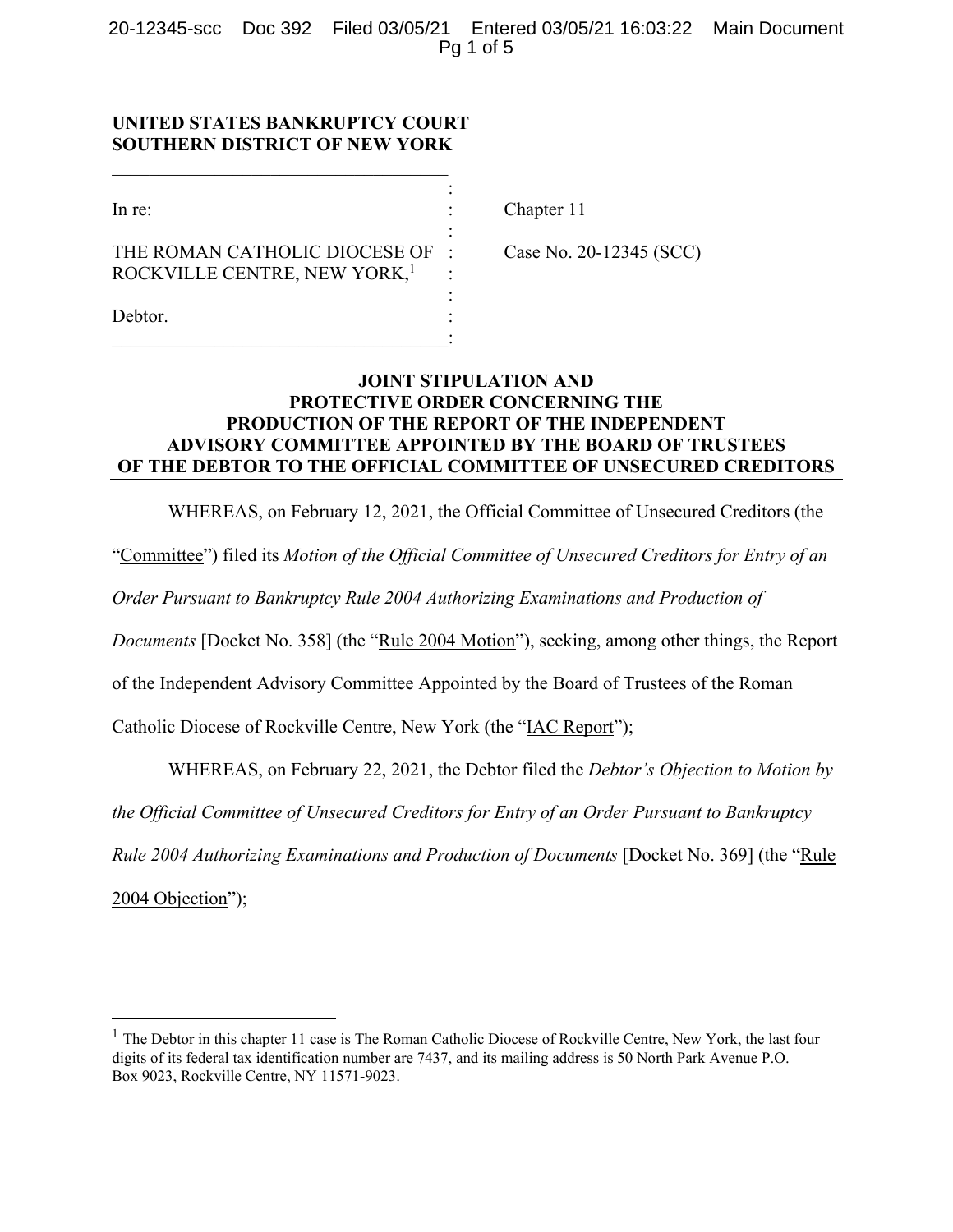**UNITED STATES BANKRUPTCY COURT**
**SOUTHERN DISTRICT OF NEW YORK**

| | | |
|---|---|---|
| In re: | : | Chapter 11 |
| THE ROMAN CATHOLIC DIOCESE OF ROCKVILLE CENTRE, NEW YORK,[1] | : | Case No. 20-12345 (SCC) |
| Debtor. | : | |

**JOINT STIPULATION AND PROTECTIVE ORDER CONCERNING THE PRODUCTION OF THE REPORT OF THE INDEPENDENT ADVISORY COMMITTEE APPOINTED BY THE BOARD OF TRUSTEES OF THE DEBTOR TO THE OFFICIAL COMMITTEE OF UNSECURED CREDITORS**

WHEREAS, on February 12, 2021, the Official Committee of Unsecured Creditors (the "Committee") filed its *Motion of the Official Committee of Unsecured Creditors for Entry of an Order Pursuant to Bankruptcy Rule 2004 Authorizing Examinations and Production of Documents* [Docket No. 358] (the "Rule 2004 Motion"), seeking, among other things, the Report of the Independent Advisory Committee Appointed by the Board of Trustees of the Roman Catholic Diocese of Rockville Centre, New York (the "IAC Report");

WHEREAS, on February 22, 2021, the Debtor filed the *Debtor's Objection to Motion by the Official Committee of Unsecured Creditors for Entry of an Order Pursuant to Bankruptcy Rule 2004 Authorizing Examinations and Production of Documents* [Docket No. 369] (the "Rule 2004 Objection");

---

[1] The Debtor in this chapter 11 case is The Roman Catholic Diocese of Rockville Centre, New York, the last four digits of its federal tax identification number are 7437, and its mailing address is 50 North Park Avenue P.O. Box 9023, Rockville Centre, NY 11571-9023.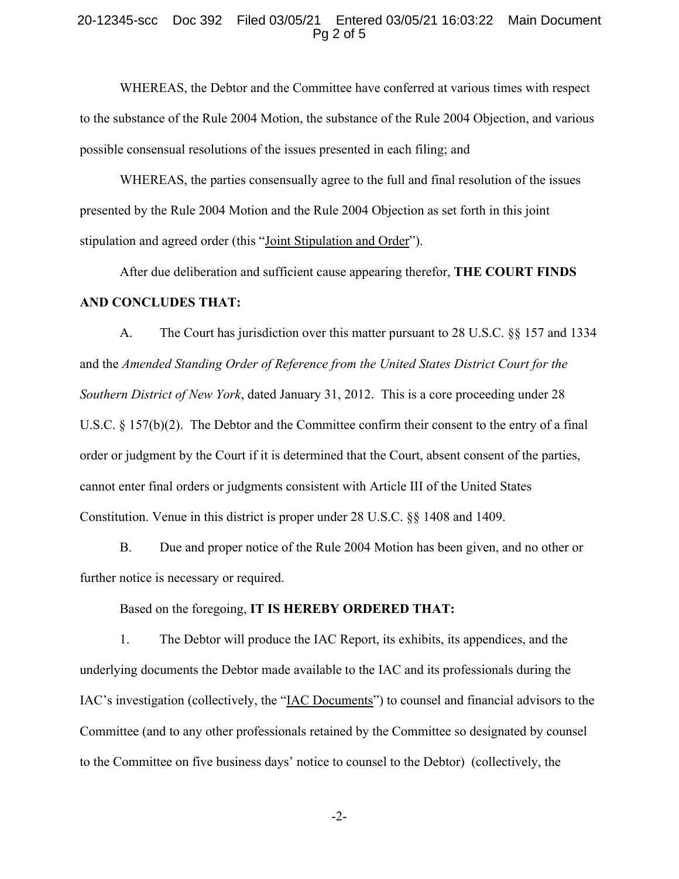WHEREAS, the Debtor and the Committee have conferred at various times with respect to the substance of the Rule 2004 Motion, the substance of the Rule 2004 Objection, and various possible consensual resolutions of the issues presented in each filing; and

WHEREAS, the parties consensually agree to the full and final resolution of the issues presented by the Rule 2004 Motion and the Rule 2004 Objection as set forth in this joint stipulation and agreed order (this "Joint Stipulation and Order").

After due deliberation and sufficient cause appearing therefor, **THE COURT FINDS AND CONCLUDES THAT:**

A. The Court has jurisdiction over this matter pursuant to 28 U.S.C. §§ 157 and 1334 and the *Amended Standing Order of Reference from the United States District Court for the Southern District of New York*, dated January 31, 2012. This is a core proceeding under 28 U.S.C. § 157(b)(2). The Debtor and the Committee confirm their consent to the entry of a final order or judgment by the Court if it is determined that the Court, absent consent of the parties, cannot enter final orders or judgments consistent with Article III of the United States Constitution. Venue in this district is proper under 28 U.S.C. §§ 1408 and 1409.

B. Due and proper notice of the Rule 2004 Motion has been given, and no other or further notice is necessary or required.

Based on the foregoing, **IT IS HEREBY ORDERED THAT:**

1. The Debtor will produce the IAC Report, its exhibits, its appendices, and the underlying documents the Debtor made available to the IAC and its professionals during the IAC's investigation (collectively, the "IAC Documents") to counsel and financial advisors to the Committee (and to any other professionals retained by the Committee so designated by counsel to the Committee on five business days' notice to counsel to the Debtor) (collectively, the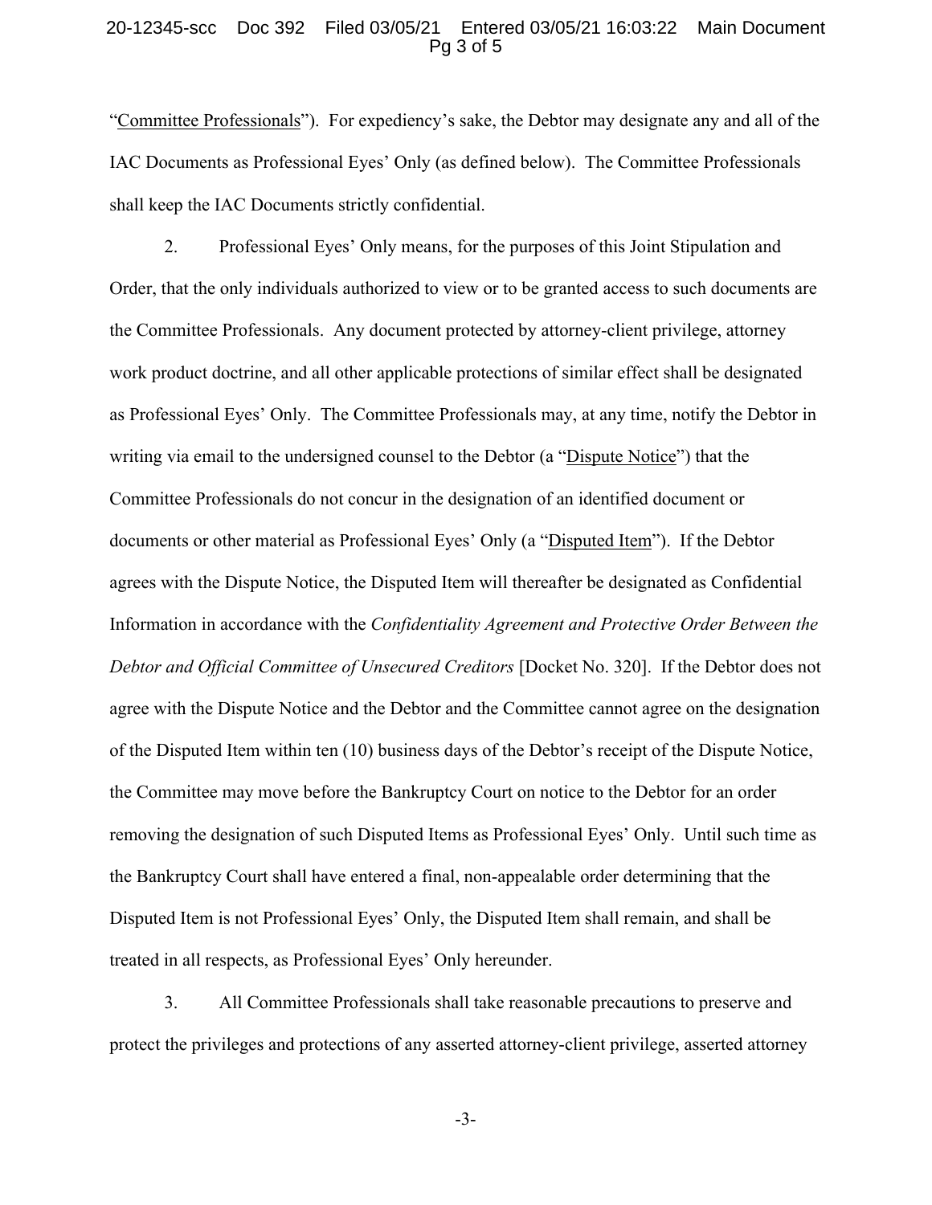"Committee Professionals"). For expediency's sake, the Debtor may designate any and all of the IAC Documents as Professional Eyes' Only (as defined below). The Committee Professionals shall keep the IAC Documents strictly confidential.

2. Professional Eyes' Only means, for the purposes of this Joint Stipulation and Order, that the only individuals authorized to view or to be granted access to such documents are the Committee Professionals. Any document protected by attorney-client privilege, attorney work product doctrine, and all other applicable protections of similar effect shall be designated as Professional Eyes' Only. The Committee Professionals may, at any time, notify the Debtor in writing via email to the undersigned counsel to the Debtor (a "Dispute Notice") that the Committee Professionals do not concur in the designation of an identified document or documents or other material as Professional Eyes' Only (a "Disputed Item"). If the Debtor agrees with the Dispute Notice, the Disputed Item will thereafter be designated as Confidential Information in accordance with the *Confidentiality Agreement and Protective Order Between the Debtor and Official Committee of Unsecured Creditors* [Docket No. 320]. If the Debtor does not agree with the Dispute Notice and the Debtor and the Committee cannot agree on the designation of the Disputed Item within ten (10) business days of the Debtor's receipt of the Dispute Notice, the Committee may move before the Bankruptcy Court on notice to the Debtor for an order removing the designation of such Disputed Items as Professional Eyes' Only. Until such time as the Bankruptcy Court shall have entered a final, non-appealable order determining that the Disputed Item is not Professional Eyes' Only, the Disputed Item shall remain, and shall be treated in all respects, as Professional Eyes' Only hereunder.

3. All Committee Professionals shall take reasonable precautions to preserve and protect the privileges and protections of any asserted attorney-client privilege, asserted attorney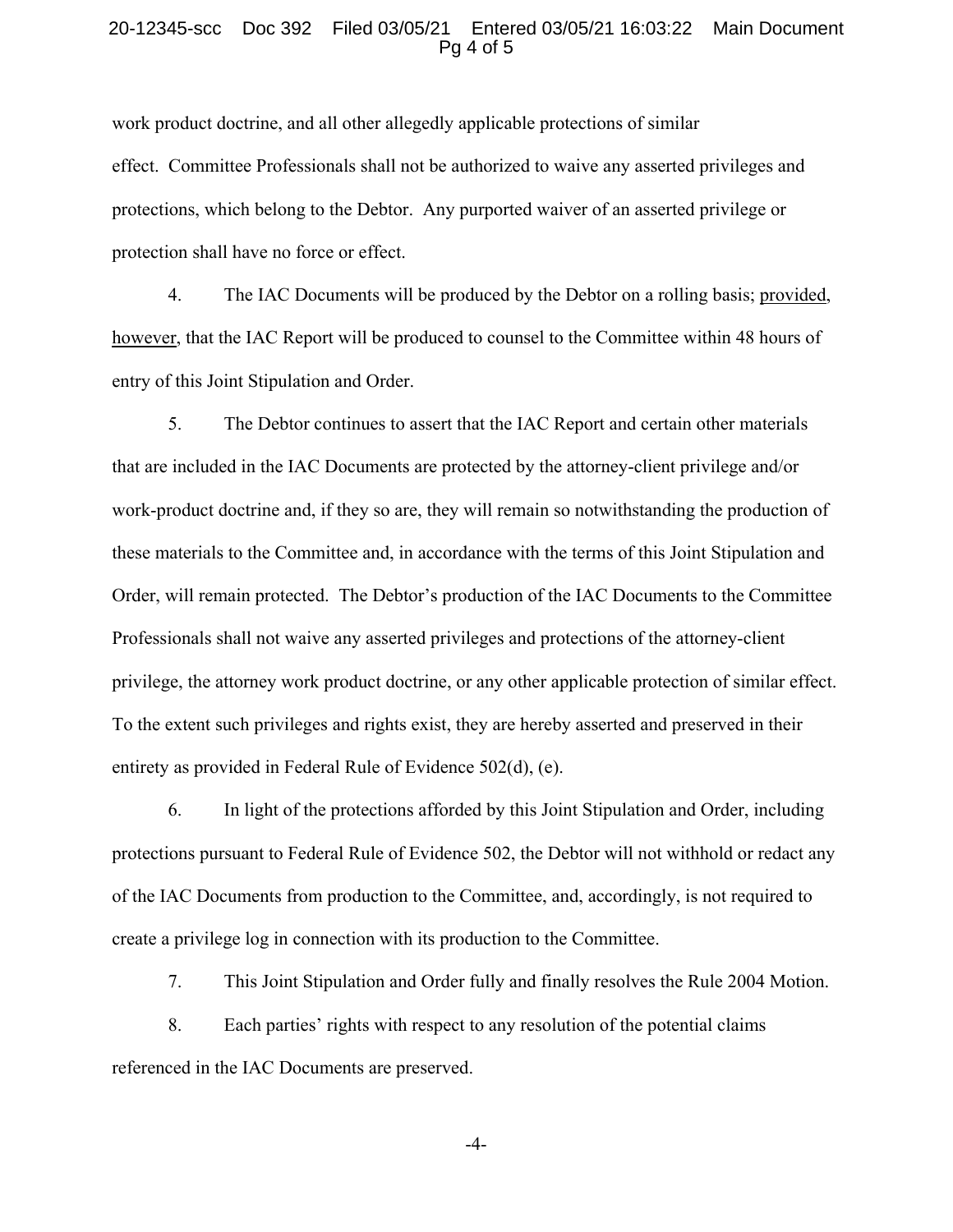work product doctrine, and all other allegedly applicable protections of similar effect. Committee Professionals shall not be authorized to waive any asserted privileges and protections, which belong to the Debtor. Any purported waiver of an asserted privilege or protection shall have no force or effect.

4. The IAC Documents will be produced by the Debtor on a rolling basis; provided, however, that the IAC Report will be produced to counsel to the Committee within 48 hours of entry of this Joint Stipulation and Order.

5. The Debtor continues to assert that the IAC Report and certain other materials that are included in the IAC Documents are protected by the attorney-client privilege and/or work-product doctrine and, if they so are, they will remain so notwithstanding the production of these materials to the Committee and, in accordance with the terms of this Joint Stipulation and Order, will remain protected. The Debtor's production of the IAC Documents to the Committee Professionals shall not waive any asserted privileges and protections of the attorney-client privilege, the attorney work product doctrine, or any other applicable protection of similar effect. To the extent such privileges and rights exist, they are hereby asserted and preserved in their entirety as provided in Federal Rule of Evidence 502(d), (e).

6. In light of the protections afforded by this Joint Stipulation and Order, including protections pursuant to Federal Rule of Evidence 502, the Debtor will not withhold or redact any of the IAC Documents from production to the Committee, and, accordingly, is not required to create a privilege log in connection with its production to the Committee.

7. This Joint Stipulation and Order fully and finally resolves the Rule 2004 Motion.

8. Each parties' rights with respect to any resolution of the potential claims referenced in the IAC Documents are preserved.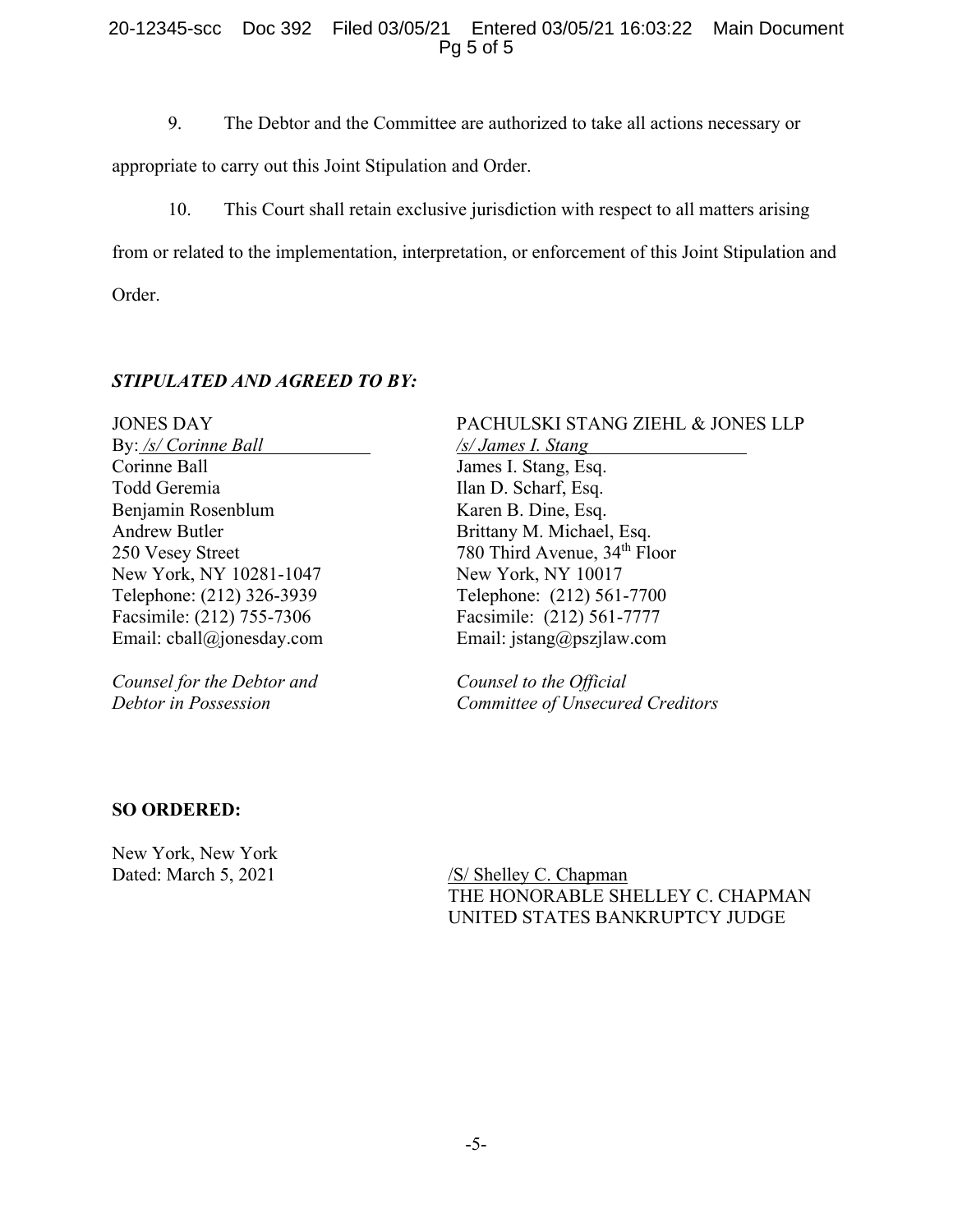9. The Debtor and the Committee are authorized to take all actions necessary or appropriate to carry out this Joint Stipulation and Order.

10. This Court shall retain exclusive jurisdiction with respect to all matters arising from or related to the implementation, interpretation, or enforcement of this Joint Stipulation and Order.

***STIPULATED AND AGREED TO BY:***

JONES DAY
By: */s/ Corinne Ball*
Corinne Ball
Todd Geremia
Benjamin Rosenblum
Andrew Butler
250 Vesey Street
New York, NY 10281-1047
Telephone: (212) 326-3939
Facsimile: (212) 755-7306
Email: cball@jonesday.com

*Counsel for the Debtor and Debtor in Possession*

PACHULSKI STANG ZIEHL & JONES LLP
*/s/ James I. Stang*
James I. Stang, Esq.
Ilan D. Scharf, Esq.
Karen B. Dine, Esq.
Brittany M. Michael, Esq.
780 Third Avenue, 34th Floor
New York, NY 10017
Telephone: (212) 561-7700
Facsimile: (212) 561-7777
Email: jstang@pszjlaw.com

*Counsel to the Official Committee of Unsecured Creditors*

**SO ORDERED:**

New York, New York
Dated: March 5, 2021

/S/ Shelley C. Chapman
THE HONORABLE SHELLEY C. CHAPMAN
UNITED STATES BANKRUPTCY JUDGE